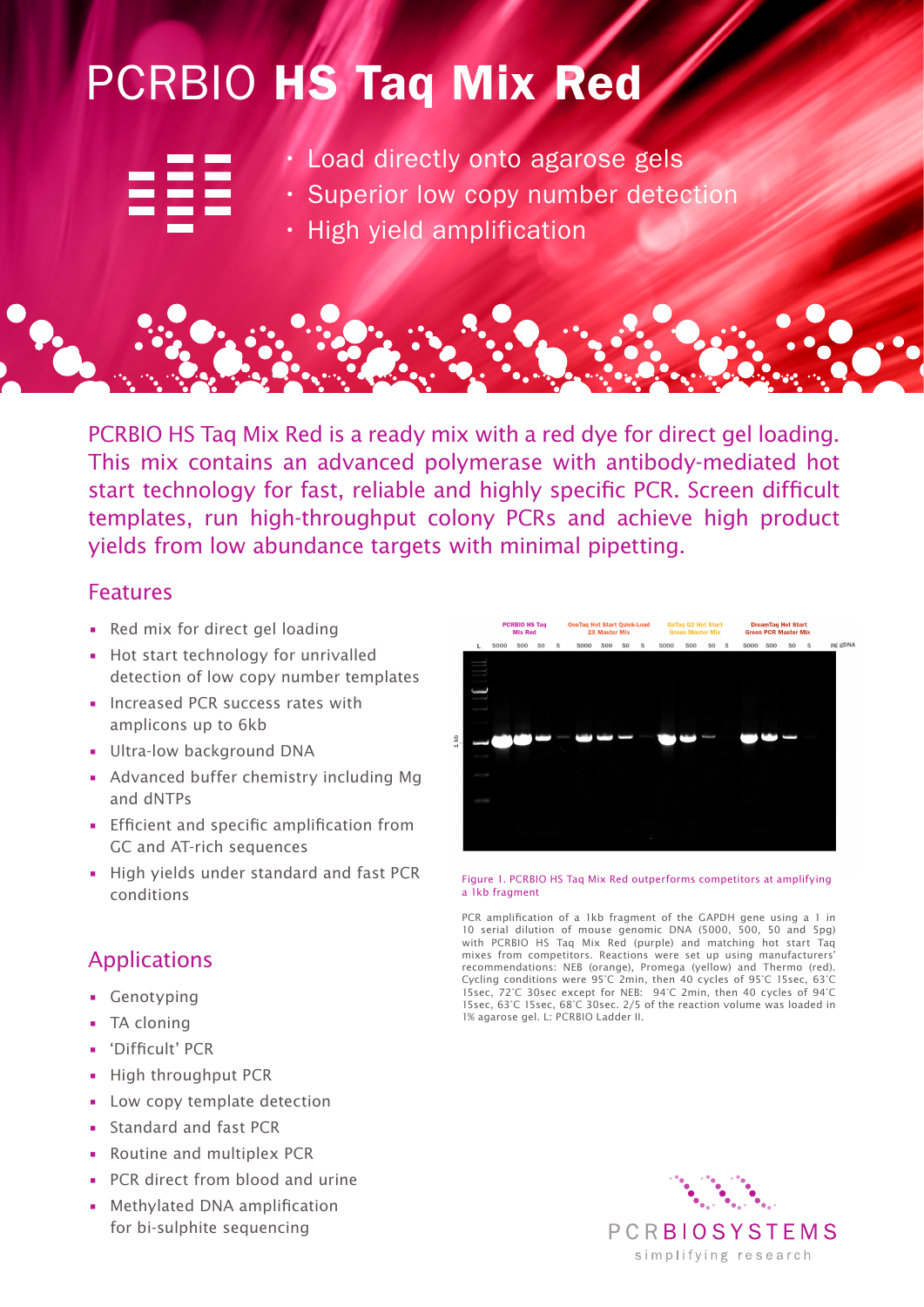# PCRBIO **HS Taq Mix Red**

- Load directly onto agarose gels
- Superior low copy number detection
- High yield amplification

PCRBIO HS Taq Mix Red is a ready mix with a red dye for direct gel loading. This mix contains an advanced polymerase with antibody-mediated hot start technology for fast, reliable and highly specific PCR. Screen difficult templates, run high-throughput colony PCRs and achieve high product yields from low abundance targets with minimal pipetting.

## Features

- Red mix for direct gel loading
- Hot start technology for unrivalled detection of low copy number templates
- Increased PCR success rates with amplicons up to 6kb
- Ultra-low background DNA
- Advanced buffer chemistry including Mg and dNTPs
- Efficient and specific amplification from GC and AT-rich sequences
- High yields under standard and fast PCR conditions

## Applications

- Genotyping
- TA cloning
- 'Difficult' PCR
- High throughput PCR
- Low copy template detection
- Standard and fast PCR
- Routine and multiplex PCR
- PCR direct from blood and urine
- Methylated DNA amplification for bi-sulphite sequencing

Figure 1. PCRBIO HS Taq Mix Red outperforms competitors at amplifying a 1kb fragment

PCR amplification of a 1kb fragment of the GAPDH gene using a 1 in 10 serial dilution of mouse genomic DNA (5000, 500, 50 and 5pg) with PCRBIO HS Taq Mix Red (purple) and matching hot start Taq mixes from competitors. Reactions were set up using manufacturers' recommendations: NEB (orange), Promega (yellow) and Thermo (red). Cycling conditions were 95°C 2min, then 40 cycles of 95°C 15sec, 63°C 15sec, 72°C 30sec except for NEB: 94°C 2min, then 40 cycles of 94°C 15sec, 63°C 15sec, 68°C 30sec. 2/5 of the reaction volume was loaded in 1% agarose gel. L: PCRBIO Ladder II.

PCRBIOSYSTEMS

simplifying research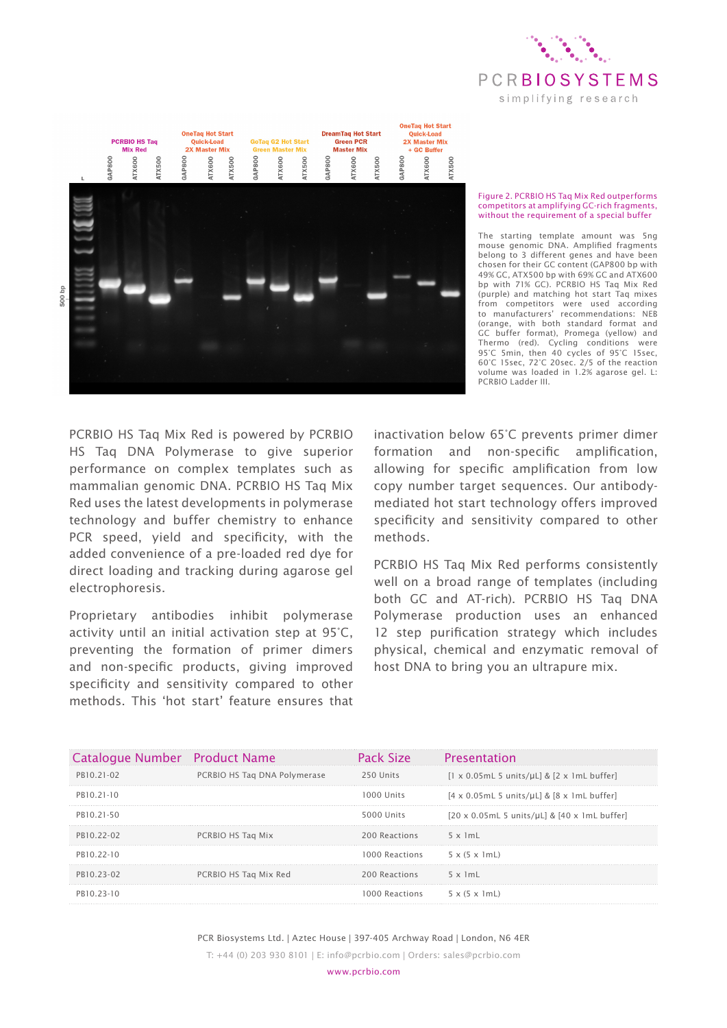Figure 2. PCRBIO HS Taq Mix Red outperforms competitors at amplifying GC-rich fragments, without the requirement of a special buffer

The starting template amount was 5ng mouse genomic DNA. Amplified fragments belong to 3 different genes and have been chosen for their GC content (GAP800 bp with 49% GC, ATX500 bp with 69% GC and ATX600 bp with 71% GC). PCRBIO HS Taq Mix Red (purple) and matching hot start Taq mixes from competitors were used according to manufacturers' recommendations: NEB (orange, with both standard format and GC buffer format), Promega (yellow) and Thermo (red). Cycling conditions were 95˚C 5min, then 40 cycles of 95˚C 15sec, 60˚C 15sec, 72˚C 20sec. 2/5 of the reaction volume was loaded in 1.2% agarose gel. L: PCRBIO Ladder III.

PCRBIO HS Taq Mix Red is powered by PCRBIO HS Taq DNA Polymerase to give superior performance on complex templates such as mammalian genomic DNA. PCRBIO HS Taq Mix Red uses the latest developments in polymerase technology and buffer chemistry to enhance PCR speed, yield and specificity, with the added convenience of a pre-loaded red dye for direct loading and tracking during agarose gel electrophoresis.

Proprietary antibodies inhibit polymerase activity until an initial activation step at 95˚C, preventing the formation of primer dimers and non-specific products, giving improved specificity and sensitivity compared to other methods. This 'hot start' feature ensures that inactivation below 65˚C prevents primer dimer formation and non-specific amplification, allowing for specific amplification from low copy number target sequences. Our antibody-mediated hot start technology offers improved specificity and sensitivity compared to other methods.

PCRBIO HS Taq Mix Red performs consistently well on a broad range of templates (including both GC and AT-rich). PCRBIO HS Taq DNA Polymerase production uses an enhanced 12 step purification strategy which includes physical, chemical and enzymatic removal of host DNA to bring you an ultrapure mix.

| Catalogue Number | Product Name | Pack Size | Presentation |
|---|---|---|---|
| PB10.21-02 | PCRBIO HS Taq DNA Polymerase | 250 Units | [1 x 0.05mL 5 units/µL] & [2 x 1mL buffer] |
| PB10.21-10 | | 1000 Units | [4 x 0.05mL 5 units/µL] & [8 x 1mL buffer] |
| PB10.21-50 | | 5000 Units | [20 x 0.05mL 5 units/µL] & [40 x 1mL buffer] |
| PB10.22-02 | PCRBIO HS Taq Mix | 200 Reactions | 5 x 1mL |
| PB10.22-10 | | 1000 Reactions | 5 x (5 x 1mL) |
| PB10.23-02 | PCRBIO HS Taq Mix Red | 200 Reactions | 5 x 1mL |
| PB10.23-10 | | 1000 Reactions | 5 x (5 x 1mL) |

PCR Biosystems Ltd. | Aztec House | 397-405 Archway Road | London, N6 4ER

T: +44 (0) 203 930 8101 | E: info@pcrbio.com | Orders: sales@pcrbio.com

www.pcrbio.com